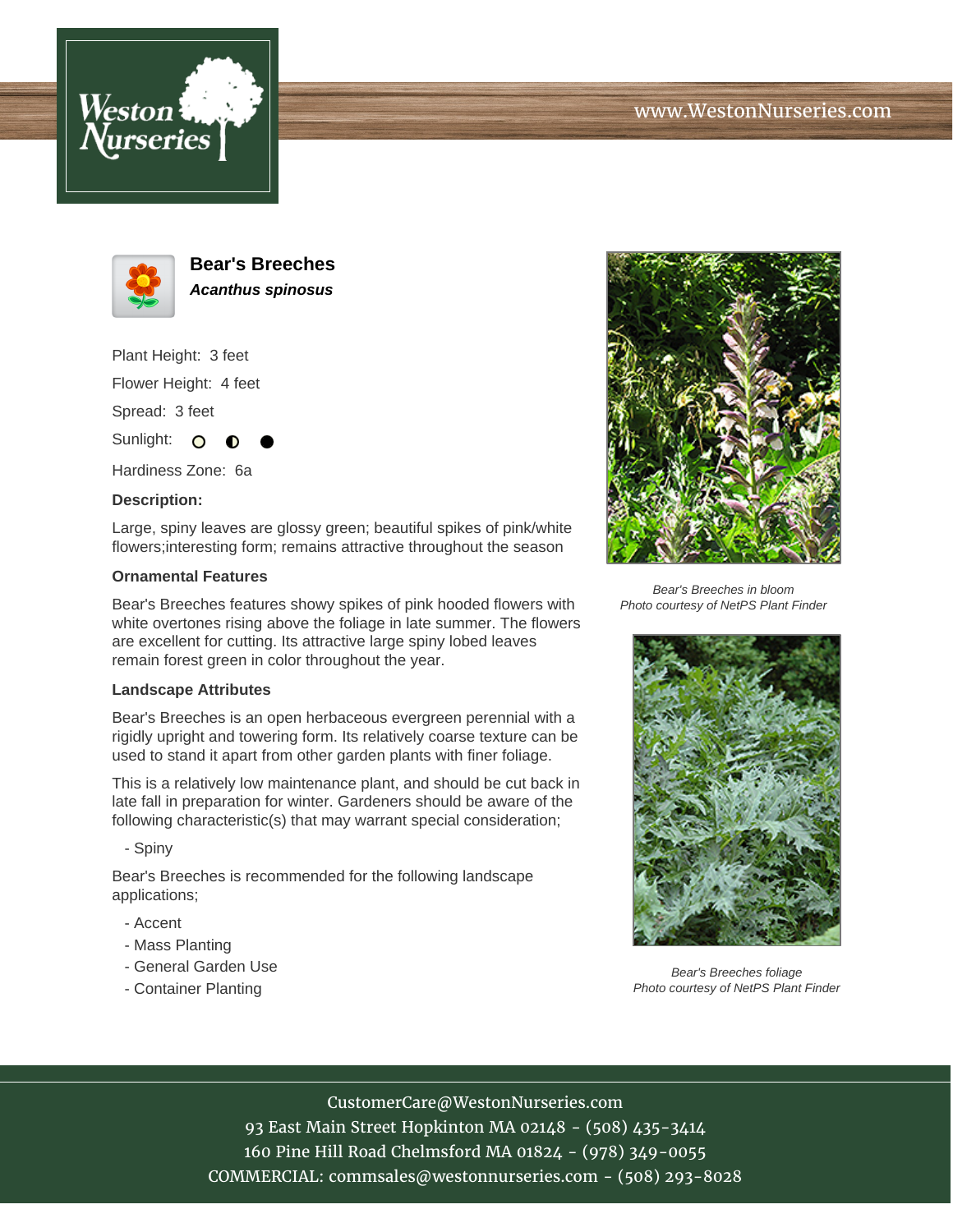Weston Nurseries

www.WestonNurseries.com

# Bear's Breeches

***Acanthus spinosus***

Plant Height: 3 feet

Flower Height: 4 feet

Spread: 3 feet

Sunlight: ○ ◐ ●

Hardiness Zone: 6a

**Description:**

Large, spiny leaves are glossy green; beautiful spikes of pink/white flowers;interesting form; remains attractive throughout the season

### Ornamental Features

Bear's Breeches features showy spikes of pink hooded flowers with white overtones rising above the foliage in late summer. The flowers are excellent for cutting. Its attractive large spiny lobed leaves remain forest green in color throughout the year.

### Landscape Attributes

Bear's Breeches is an open herbaceous evergreen perennial with a rigidly upright and towering form. Its relatively coarse texture can be used to stand it apart from other garden plants with finer foliage.

This is a relatively low maintenance plant, and should be cut back in late fall in preparation for winter. Gardeners should be aware of the following characteristic(s) that may warrant special consideration;

- Spiny

Bear's Breeches is recommended for the following landscape applications;

- Accent
- Mass Planting
- General Garden Use
- Container Planting

*Bear's Breeches in bloom*
*Photo courtesy of NetPS Plant Finder*

*Bear's Breeches foliage*
*Photo courtesy of NetPS Plant Finder*

CustomerCare@WestonNurseries.com
93 East Main Street Hopkinton MA 02148 - (508) 435-3414
160 Pine Hill Road Chelmsford MA 01824 - (978) 349-0055
COMMERCIAL: commsales@westonnurseries.com - (508) 293-8028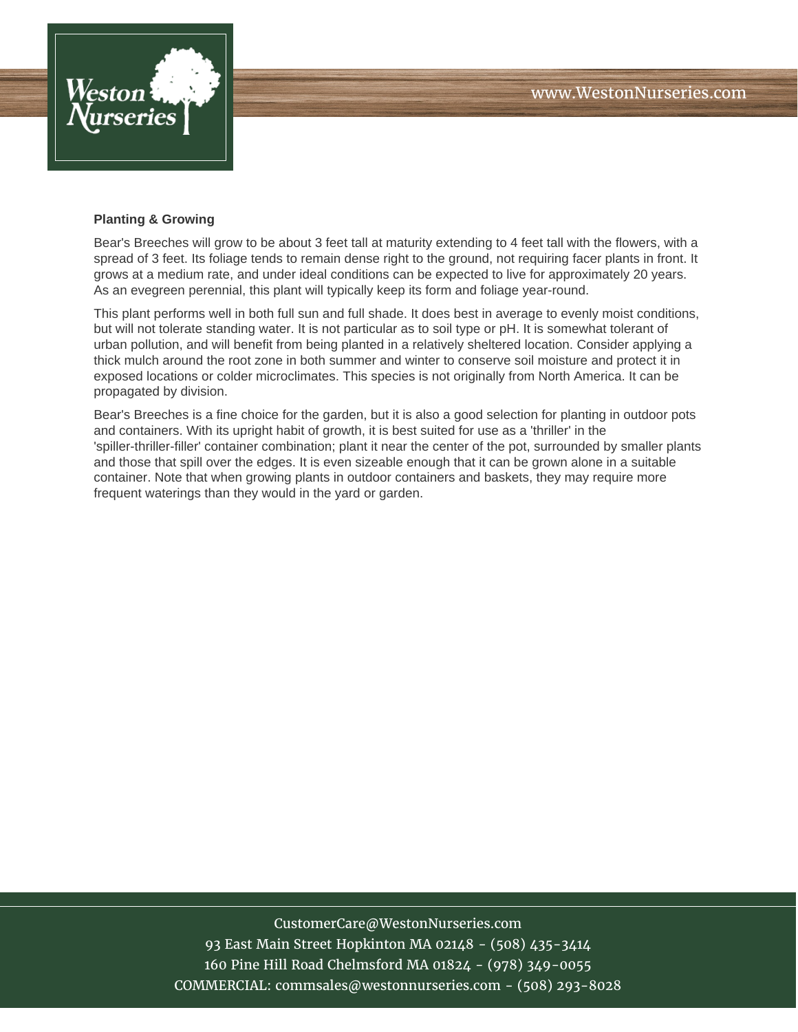### Planting & Growing

Bear's Breeches will grow to be about 3 feet tall at maturity extending to 4 feet tall with the flowers, with a spread of 3 feet. Its foliage tends to remain dense right to the ground, not requiring facer plants in front. It grows at a medium rate, and under ideal conditions can be expected to live for approximately 20 years. As an evegreen perennial, this plant will typically keep its form and foliage year-round.

This plant performs well in both full sun and full shade. It does best in average to evenly moist conditions, but will not tolerate standing water. It is not particular as to soil type or pH. It is somewhat tolerant of urban pollution, and will benefit from being planted in a relatively sheltered location. Consider applying a thick mulch around the root zone in both summer and winter to conserve soil moisture and protect it in exposed locations or colder microclimates. This species is not originally from North America. It can be propagated by division.

Bear's Breeches is a fine choice for the garden, but it is also a good selection for planting in outdoor pots and containers. With its upright habit of growth, it is best suited for use as a 'thriller' in the 'spiller-thriller-filler' container combination; plant it near the center of the pot, surrounded by smaller plants and those that spill over the edges. It is even sizeable enough that it can be grown alone in a suitable container. Note that when growing plants in outdoor containers and baskets, they may require more frequent waterings than they would in the yard or garden.